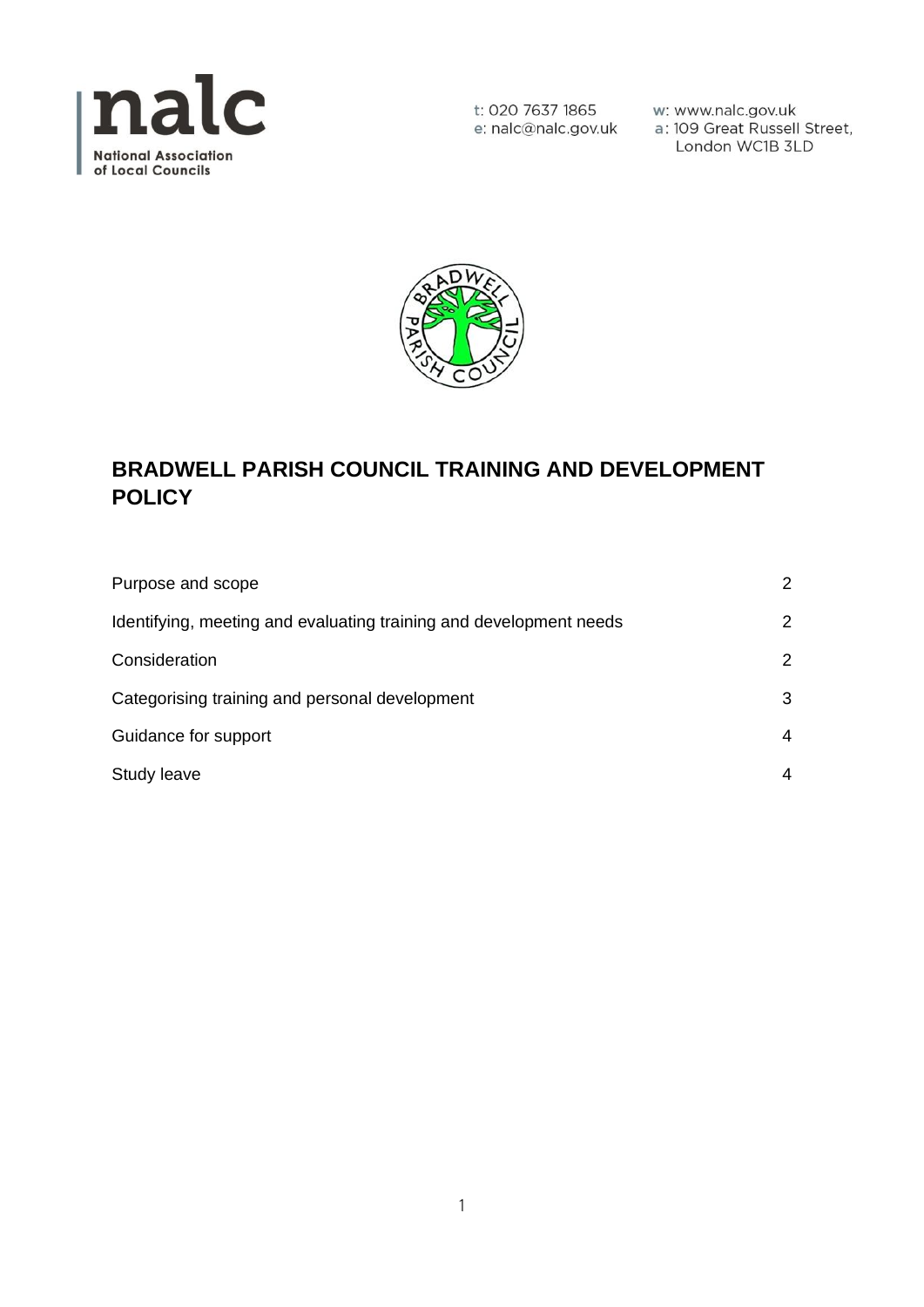nalc

National Association of Local Councils

t: 020 7637 1865
e: nalc@nalc.gov.uk
w: www.nalc.gov.uk
a: 109 Great Russell Street, London WC1B 3LD

# BRADWELL PARISH COUNCIL TRAINING AND DEVELOPMENT POLICY

| | |
|---|---|
| Purpose and scope | 2 |
| Identifying, meeting and evaluating training and development needs | 2 |
| Consideration | 2 |
| Categorising training and personal development | 3 |
| Guidance for support | 4 |
| Study leave | 4 |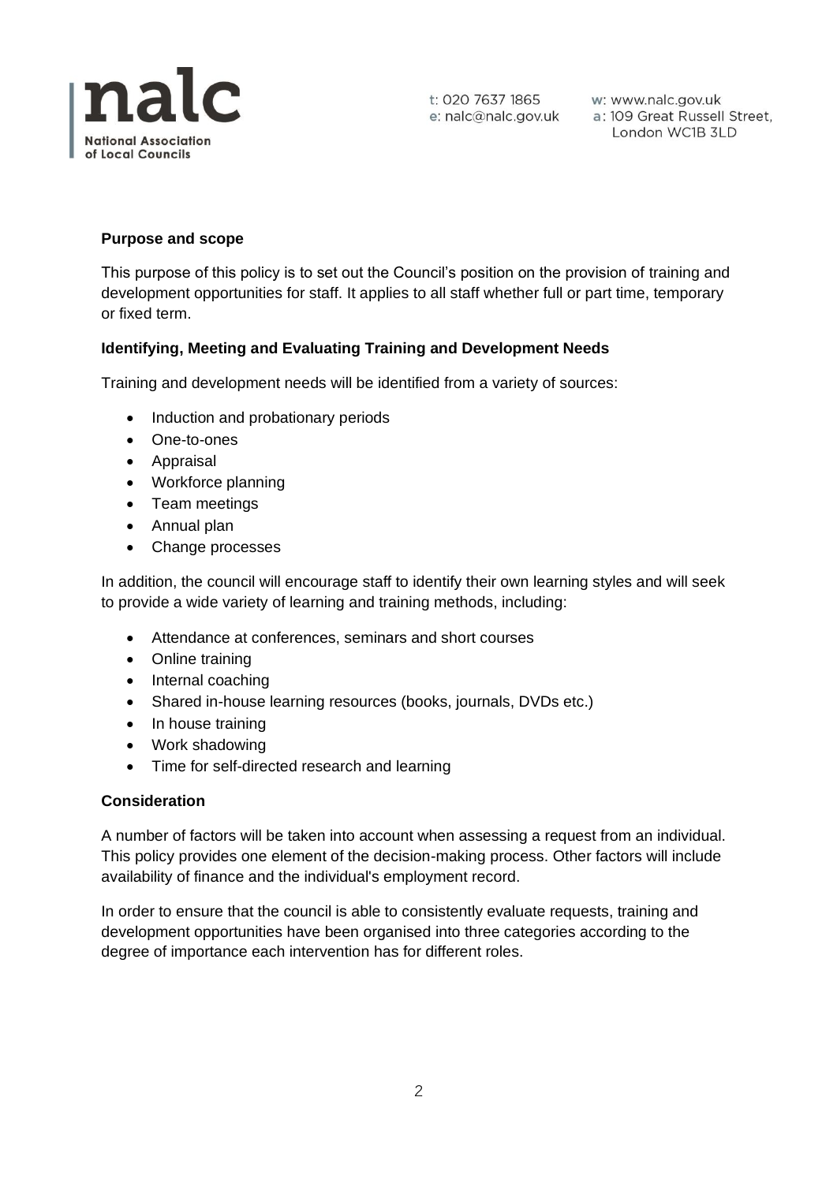**Purpose and scope**

This purpose of this policy is to set out the Council's position on the provision of training and development opportunities for staff. It applies to all staff whether full or part time, temporary or fixed term.

**Identifying, Meeting and Evaluating Training and Development Needs**

Training and development needs will be identified from a variety of sources:

- Induction and probationary periods
- One-to-ones
- Appraisal
- Workforce planning
- Team meetings
- Annual plan
- Change processes

In addition, the council will encourage staff to identify their own learning styles and will seek to provide a wide variety of learning and training methods, including:

- Attendance at conferences, seminars and short courses
- Online training
- Internal coaching
- Shared in-house learning resources (books, journals, DVDs etc.)
- In house training
- Work shadowing
- Time for self-directed research and learning

**Consideration**

A number of factors will be taken into account when assessing a request from an individual. This policy provides one element of the decision-making process. Other factors will include availability of finance and the individual's employment record.

In order to ensure that the council is able to consistently evaluate requests, training and development opportunities have been organised into three categories according to the degree of importance each intervention has for different roles.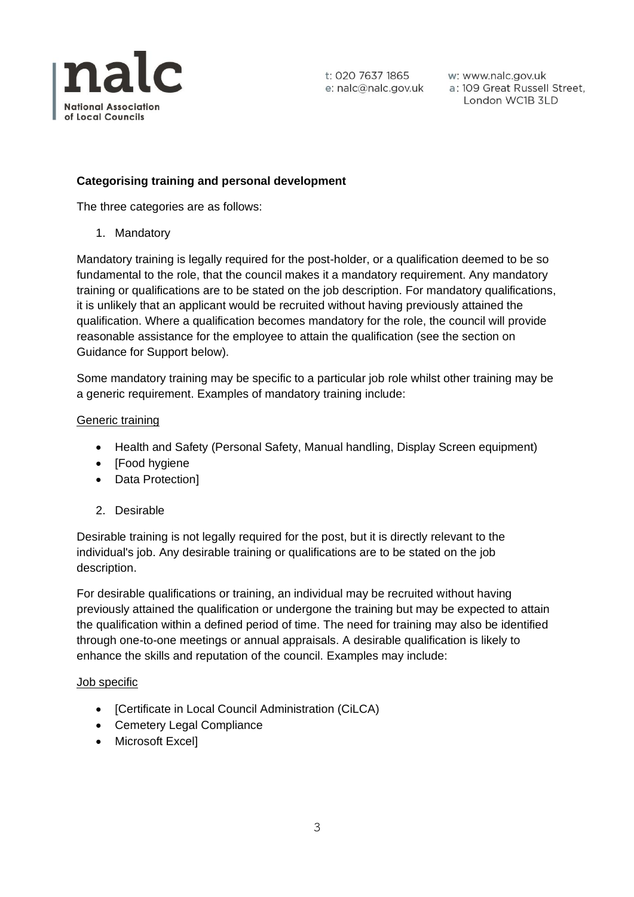**Categorising training and personal development**

The three categories are as follows:

1. Mandatory

Mandatory training is legally required for the post-holder, or a qualification deemed to be so fundamental to the role, that the council makes it a mandatory requirement. Any mandatory training or qualifications are to be stated on the job description. For mandatory qualifications, it is unlikely that an applicant would be recruited without having previously attained the qualification. Where a qualification becomes mandatory for the role, the council will provide reasonable assistance for the employee to attain the qualification (see the section on Guidance for Support below).

Some mandatory training may be specific to a particular job role whilst other training may be a generic requirement. Examples of mandatory training include:

<u>Generic training</u>

- Health and Safety (Personal Safety, Manual handling, Display Screen equipment)
- [Food hygiene
- Data Protection]

2. Desirable

Desirable training is not legally required for the post, but it is directly relevant to the individual's job. Any desirable training or qualifications are to be stated on the job description.

For desirable qualifications or training, an individual may be recruited without having previously attained the qualification or undergone the training but may be expected to attain the qualification within a defined period of time. The need for training may also be identified through one-to-one meetings or annual appraisals. A desirable qualification is likely to enhance the skills and reputation of the council. Examples may include:

<u>Job specific</u>

- [Certificate in Local Council Administration (CiLCA)
- Cemetery Legal Compliance
- Microsoft Excel]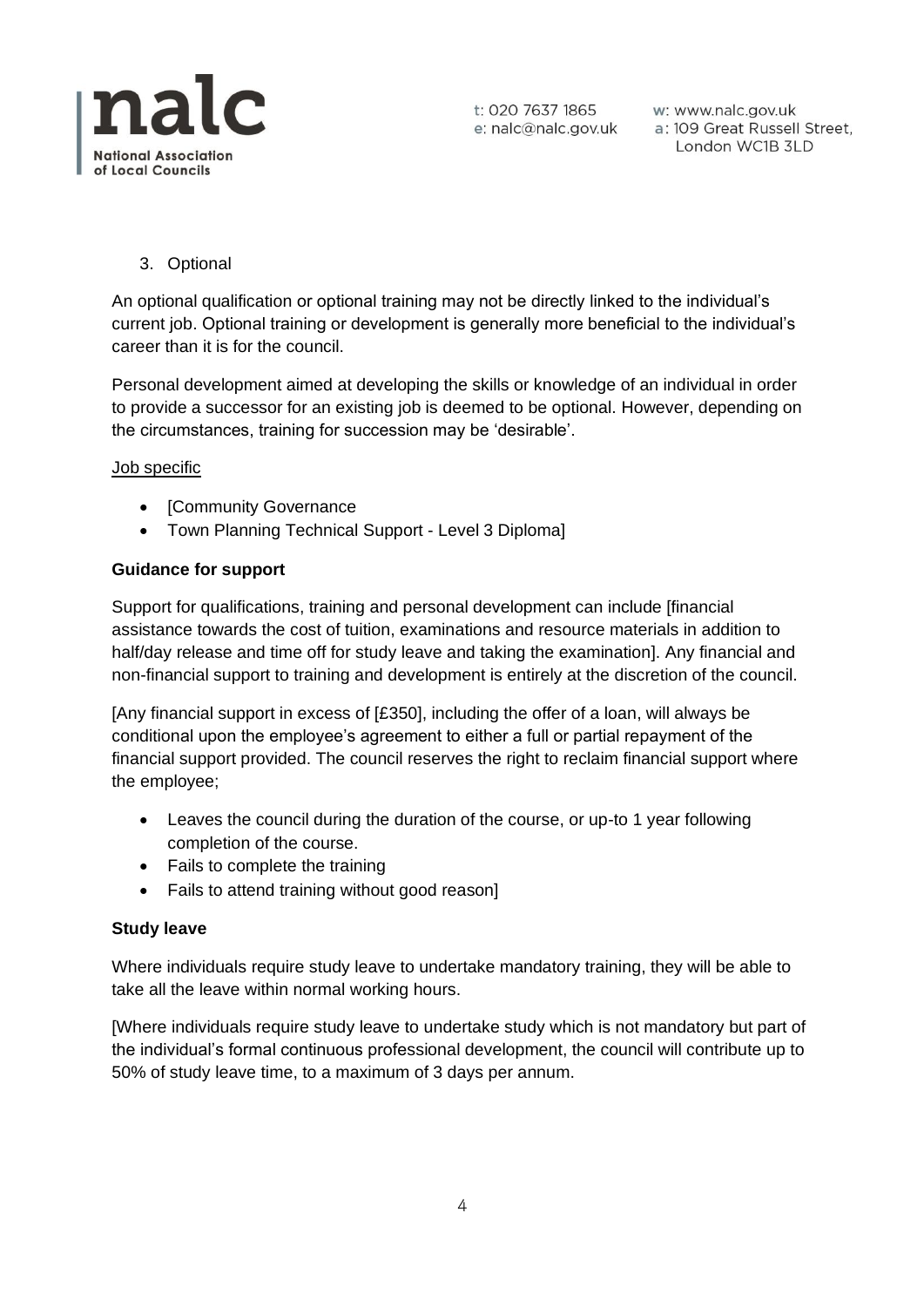3. Optional

An optional qualification or optional training may not be directly linked to the individual's current job. Optional training or development is generally more beneficial to the individual's career than it is for the council.

Personal development aimed at developing the skills or knowledge of an individual in order to provide a successor for an existing job is deemed to be optional. However, depending on the circumstances, training for succession may be 'desirable'.

<u>Job specific</u>

- [Community Governance
- Town Planning Technical Support - Level 3 Diploma]

**Guidance for support**

Support for qualifications, training and personal development can include [financial assistance towards the cost of tuition, examinations and resource materials in addition to half/day release and time off for study leave and taking the examination]. Any financial and non-financial support to training and development is entirely at the discretion of the council.

[Any financial support in excess of [£350], including the offer of a loan, will always be conditional upon the employee's agreement to either a full or partial repayment of the financial support provided. The council reserves the right to reclaim financial support where the employee;

- Leaves the council during the duration of the course, or up-to 1 year following completion of the course.
- Fails to complete the training
- Fails to attend training without good reason]

**Study leave**

Where individuals require study leave to undertake mandatory training, they will be able to take all the leave within normal working hours.

[Where individuals require study leave to undertake study which is not mandatory but part of the individual's formal continuous professional development, the council will contribute up to 50% of study leave time, to a maximum of 3 days per annum.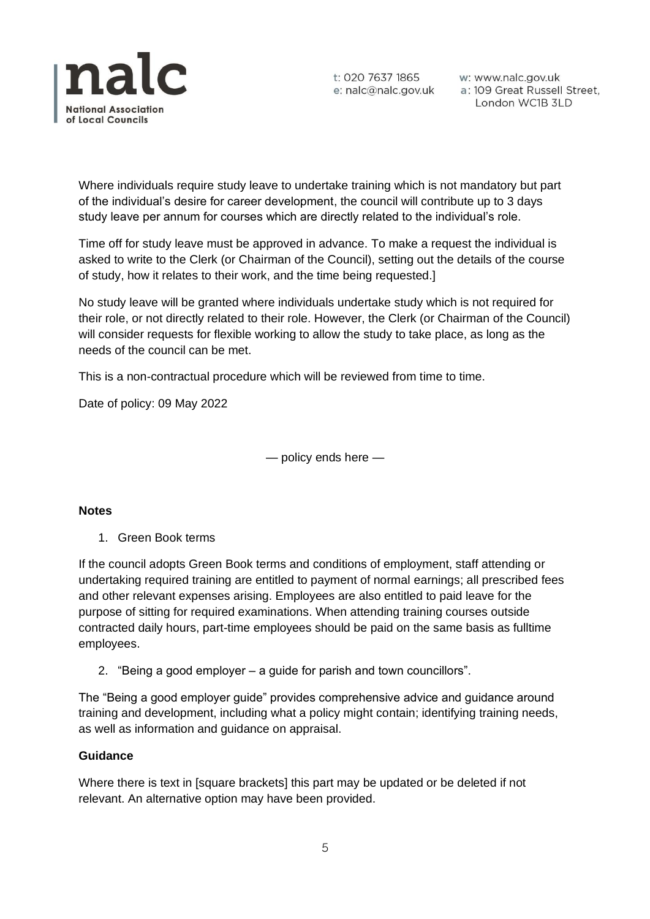Where individuals require study leave to undertake training which is not mandatory but part of the individual's desire for career development, the council will contribute up to 3 days study leave per annum for courses which are directly related to the individual's role.

Time off for study leave must be approved in advance. To make a request the individual is asked to write to the Clerk (or Chairman of the Council), setting out the details of the course of study, how it relates to their work, and the time being requested.]

No study leave will be granted where individuals undertake study which is not required for their role, or not directly related to their role. However, the Clerk (or Chairman of the Council) will consider requests for flexible working to allow the study to take place, as long as the needs of the council can be met.

This is a non-contractual procedure which will be reviewed from time to time.

Date of policy: 09 May 2022

— policy ends here —

**Notes**

1. Green Book terms

If the council adopts Green Book terms and conditions of employment, staff attending or undertaking required training are entitled to payment of normal earnings; all prescribed fees and other relevant expenses arising. Employees are also entitled to paid leave for the purpose of sitting for required examinations. When attending training courses outside contracted daily hours, part-time employees should be paid on the same basis as fulltime employees.

2. "Being a good employer – a guide for parish and town councillors".

The "Being a good employer guide" provides comprehensive advice and guidance around training and development, including what a policy might contain; identifying training needs, as well as information and guidance on appraisal.

**Guidance**

Where there is text in [square brackets] this part may be updated or be deleted if not relevant. An alternative option may have been provided.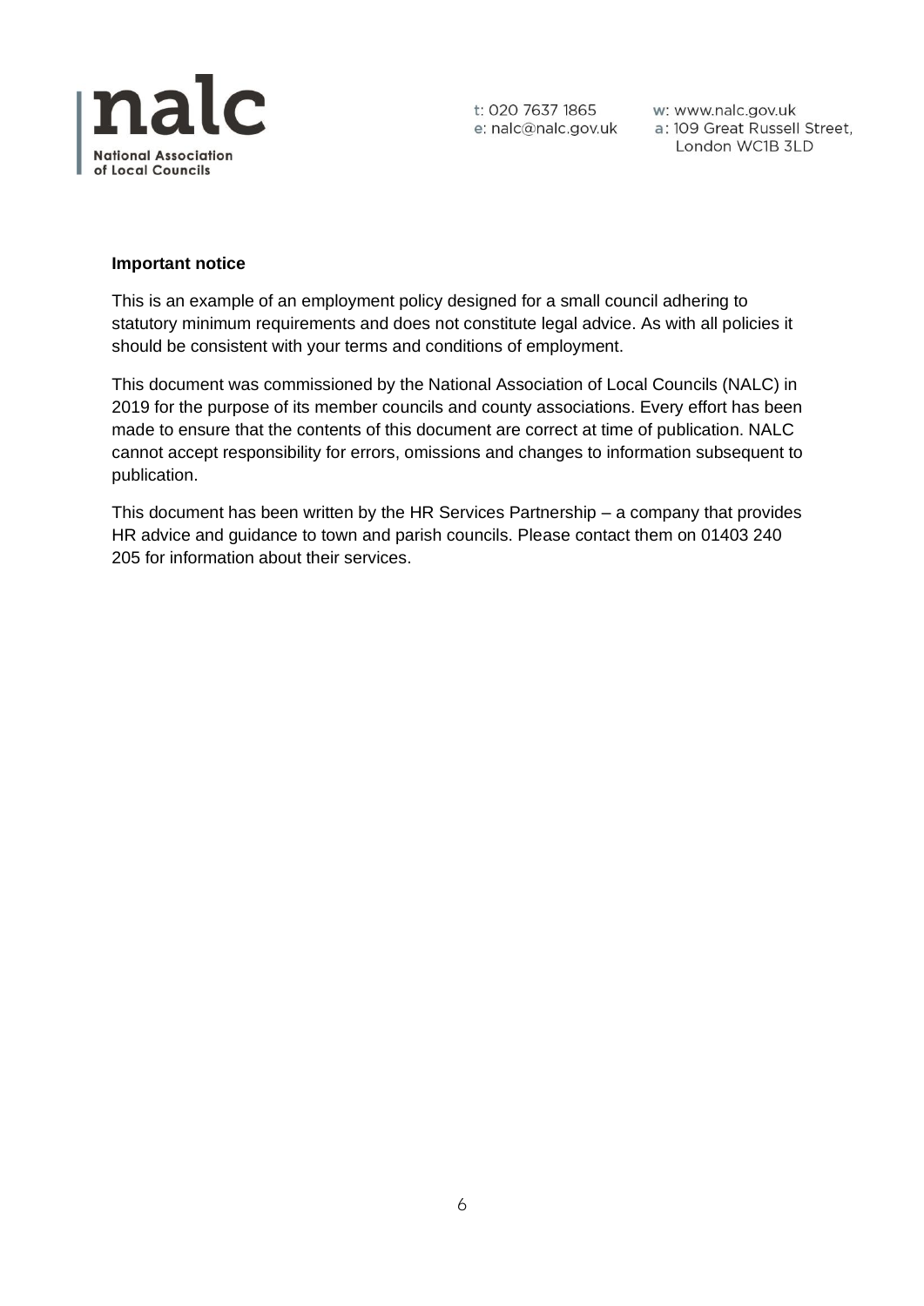**Important notice**

This is an example of an employment policy designed for a small council adhering to statutory minimum requirements and does not constitute legal advice. As with all policies it should be consistent with your terms and conditions of employment.

This document was commissioned by the National Association of Local Councils (NALC) in 2019 for the purpose of its member councils and county associations. Every effort has been made to ensure that the contents of this document are correct at time of publication. NALC cannot accept responsibility for errors, omissions and changes to information subsequent to publication.

This document has been written by the HR Services Partnership – a company that provides HR advice and guidance to town and parish councils. Please contact them on 01403 240 205 for information about their services.